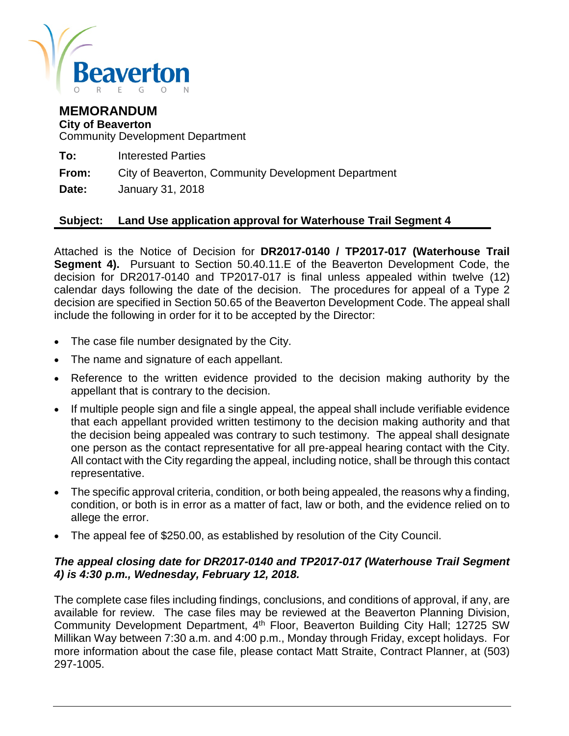Beaverton
O R E G O N

# MEMORANDUM

**City of Beaverton**
Community Development Department

**To:** Interested Parties

**From:** City of Beaverton, Community Development Department

**Date:** January 31, 2018

**Subject: Land Use application approval for Waterhouse Trail Segment 4**

Attached is the Notice of Decision for **DR2017-0140 / TP2017-017 (Waterhouse Trail Segment 4).** Pursuant to Section 50.40.11.E of the Beaverton Development Code, the decision for DR2017-0140 and TP2017-017 is final unless appealed within twelve (12) calendar days following the date of the decision. The procedures for appeal of a Type 2 decision are specified in Section 50.65 of the Beaverton Development Code. The appeal shall include the following in order for it to be accepted by the Director:

- The case file number designated by the City.
- The name and signature of each appellant.
- Reference to the written evidence provided to the decision making authority by the appellant that is contrary to the decision.
- If multiple people sign and file a single appeal, the appeal shall include verifiable evidence that each appellant provided written testimony to the decision making authority and that the decision being appealed was contrary to such testimony. The appeal shall designate one person as the contact representative for all pre-appeal hearing contact with the City. All contact with the City regarding the appeal, including notice, shall be through this contact representative.
- The specific approval criteria, condition, or both being appealed, the reasons why a finding, condition, or both is in error as a matter of fact, law or both, and the evidence relied on to allege the error.
- The appeal fee of $250.00, as established by resolution of the City Council.

***The appeal closing date for DR2017-0140 and TP2017-017 (Waterhouse Trail Segment 4) is 4:30 p.m., Wednesday, February 12, 2018.***

The complete case files including findings, conclusions, and conditions of approval, if any, are available for review. The case files may be reviewed at the Beaverton Planning Division, Community Development Department, 4th Floor, Beaverton Building City Hall; 12725 SW Millikan Way between 7:30 a.m. and 4:00 p.m., Monday through Friday, except holidays. For more information about the case file, please contact Matt Straite, Contract Planner, at (503) 297-1005.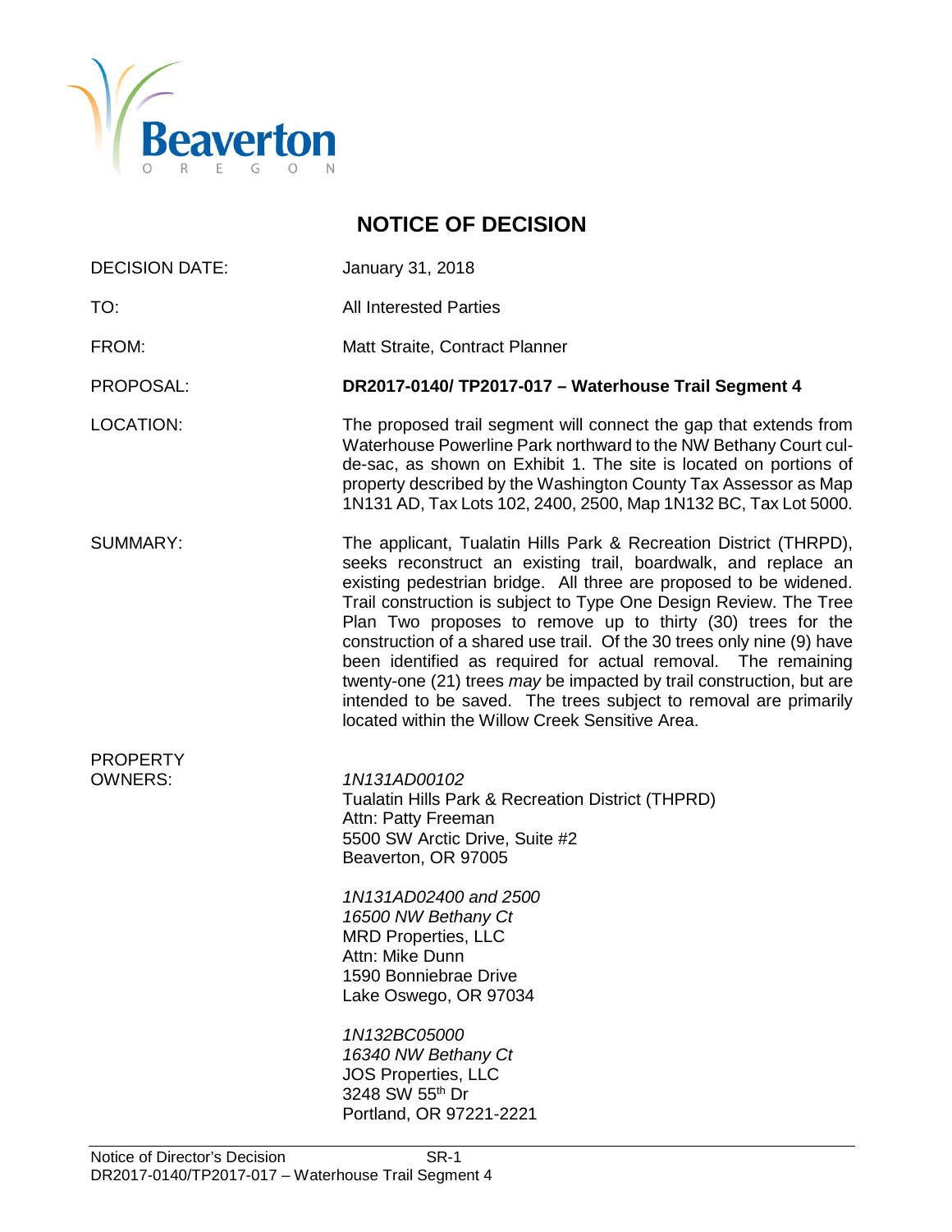# NOTICE OF DECISION

DECISION DATE: January 31, 2018

TO: All Interested Parties

FROM: Matt Straite, Contract Planner

PROPOSAL: **DR2017-0140/ TP2017-017 – Waterhouse Trail Segment 4**

LOCATION: The proposed trail segment will connect the gap that extends from Waterhouse Powerline Park northward to the NW Bethany Court cul-de-sac, as shown on Exhibit 1. The site is located on portions of property described by the Washington County Tax Assessor as Map 1N131 AD, Tax Lots 102, 2400, 2500, Map 1N132 BC, Tax Lot 5000.

SUMMARY: The applicant, Tualatin Hills Park & Recreation District (THRPD), seeks reconstruct an existing trail, boardwalk, and replace an existing pedestrian bridge. All three are proposed to be widened. Trail construction is subject to Type One Design Review. The Tree Plan Two proposes to remove up to thirty (30) trees for the construction of a shared use trail. Of the 30 trees only nine (9) have been identified as required for actual removal. The remaining twenty-one (21) trees *may* be impacted by trail construction, but are intended to be saved. The trees subject to removal are primarily located within the Willow Creek Sensitive Area.

PROPERTY OWNERS:

*1N131AD00102*
Tualatin Hills Park & Recreation District (THPRD)
Attn: Patty Freeman
5500 SW Arctic Drive, Suite #2
Beaverton, OR 97005

*1N131AD02400 and 2500*
*16500 NW Bethany Ct*
MRD Properties, LLC
Attn: Mike Dunn
1590 Bonniebrae Drive
Lake Oswego, OR 97034

*1N132BC05000*
*16340 NW Bethany Ct*
JOS Properties, LLC
3248 SW 55th Dr
Portland, OR 97221-2221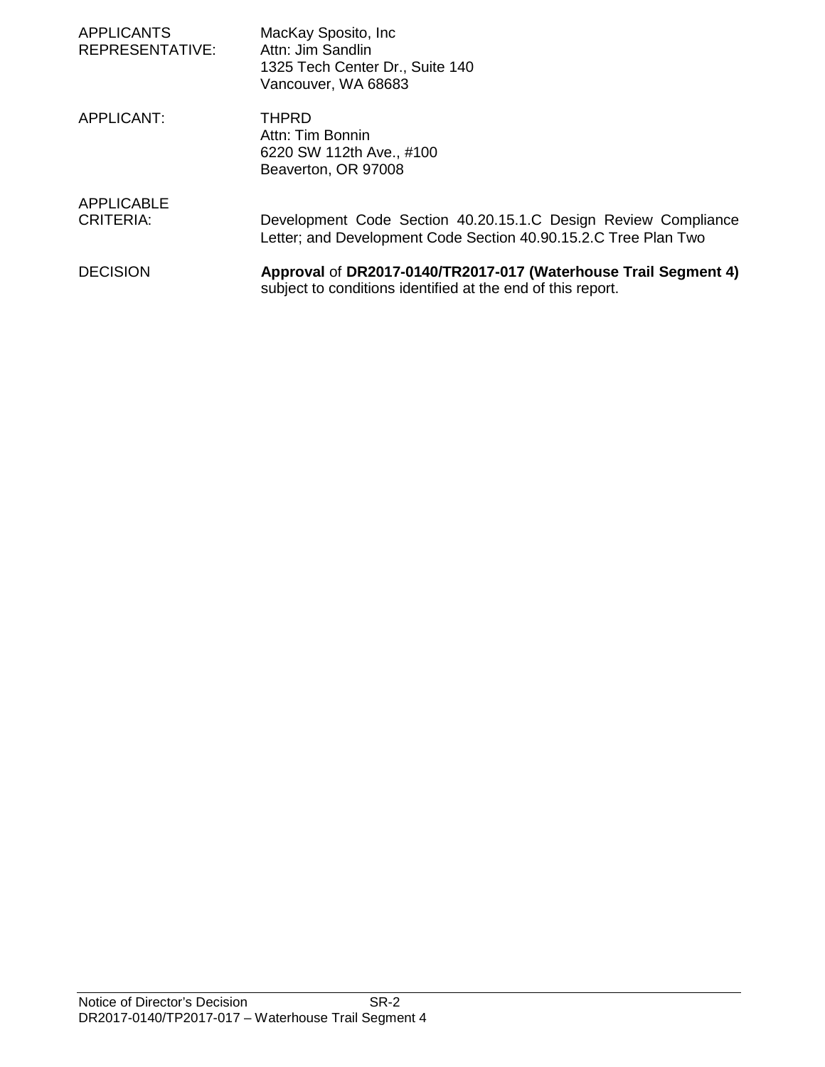| | |
|---|---|
| APPLICANTS REPRESENTATIVE: | MacKay Sposito, Inc<br>Attn: Jim Sandlin<br>1325 Tech Center Dr., Suite 140<br>Vancouver, WA 68683 |
| APPLICANT: | THPRD<br>Attn: Tim Bonnin<br>6220 SW 112th Ave., #100<br>Beaverton, OR 97008 |
| APPLICABLE CRITERIA: | Development Code Section 40.20.15.1.C Design Review Compliance Letter; and Development Code Section 40.90.15.2.C Tree Plan Two |
| DECISION | **Approval** of **DR2017-0140/TR2017-017 (Waterhouse Trail Segment 4)** subject to conditions identified at the end of this report. |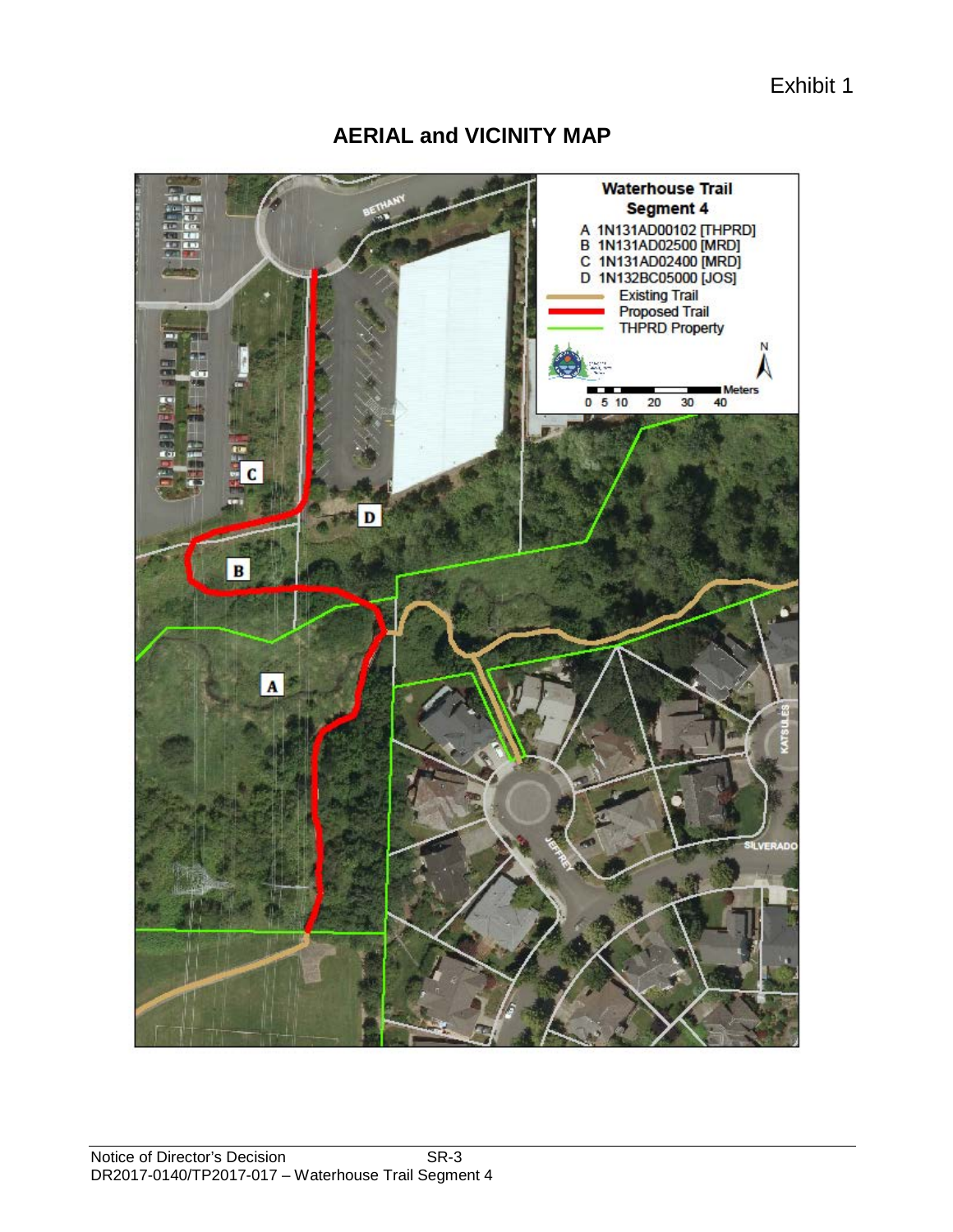Exhibit 1

## AERIAL and VICINITY MAP

Waterhouse Trail
Segment 4

A 1N131AD00102 [THPRD]
B 1N131AD02500 [MRD]
C 1N131AD02400 [MRD]
D 1N132BC05000 [JOS]

Existing Trail
Proposed Trail
THPRD Property

N

Meters
0 5 10 20 30 40

BETHANY
C
D
B
A
KATSULES
SILVERADO
JEFFREY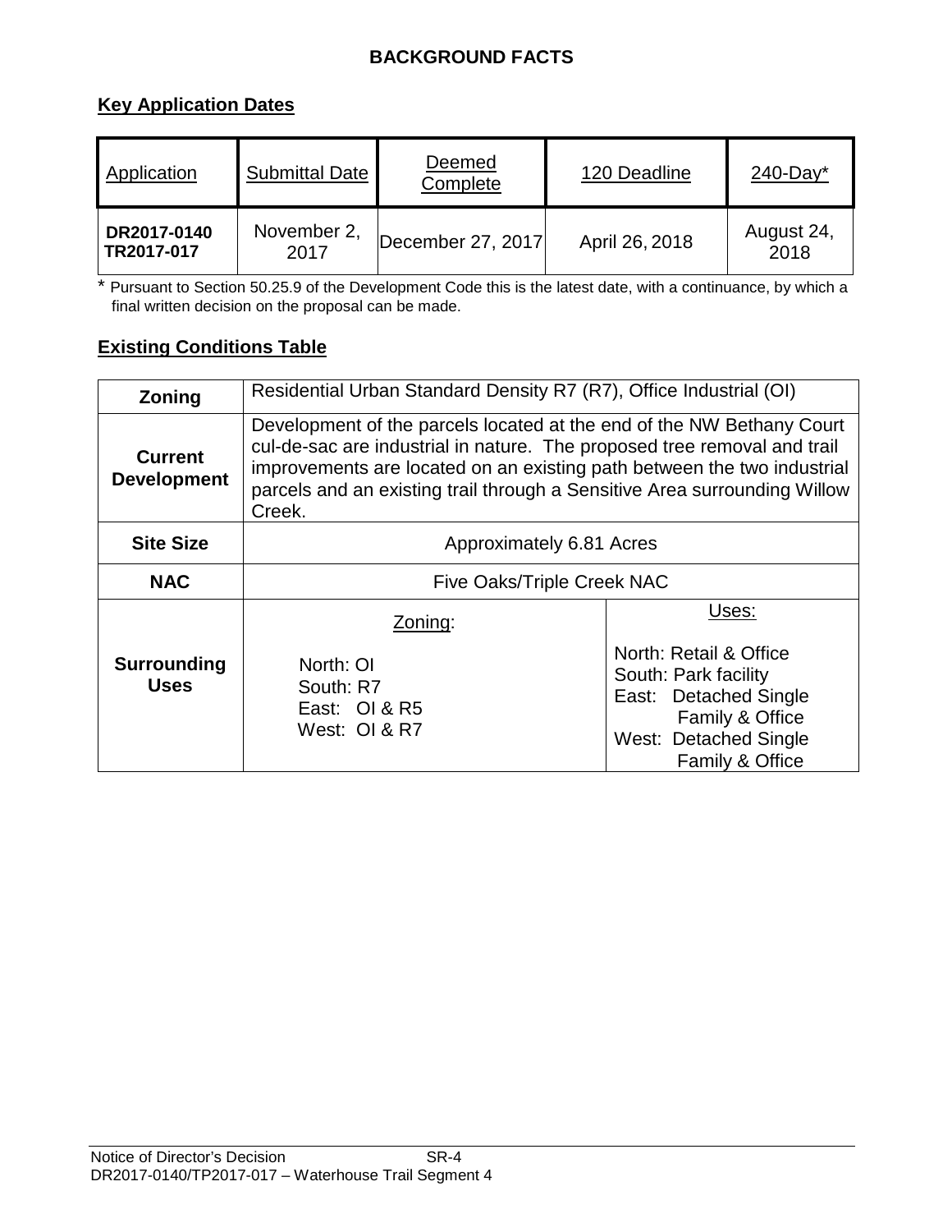## BACKGROUND FACTS

### Key Application Dates

| Application | Submittal Date | Deemed Complete | 120 Deadline | 240-Day* |
|---|---|---|---|---|
| **DR2017-0140 TR2017-017** | November 2, 2017 | December 27, 2017 | April 26, 2018 | August 24, 2018 |

\* Pursuant to Section 50.25.9 of the Development Code this is the latest date, with a continuance, by which a final written decision on the proposal can be made.

### Existing Conditions Table

| | | |
|---|---|---|
| **Zoning** | Residential Urban Standard Density R7 (R7), Office Industrial (OI) | |
| **Current Development** | Development of the parcels located at the end of the NW Bethany Court cul-de-sac are industrial in nature. The proposed tree removal and trail improvements are located on an existing path between the two industrial parcels and an existing trail through a Sensitive Area surrounding Willow Creek. | |
| **Site Size** | Approximately 6.81 Acres | |
| **NAC** | Five Oaks/Triple Creek NAC | |
| **Surrounding Uses** | Zoning:<br>North: OI<br>South: R7<br>East: OI & R5<br>West: OI & R7 | Uses:<br>North: Retail & Office<br>South: Park facility<br>East: Detached Single Family & Office<br>West: Detached Single Family & Office |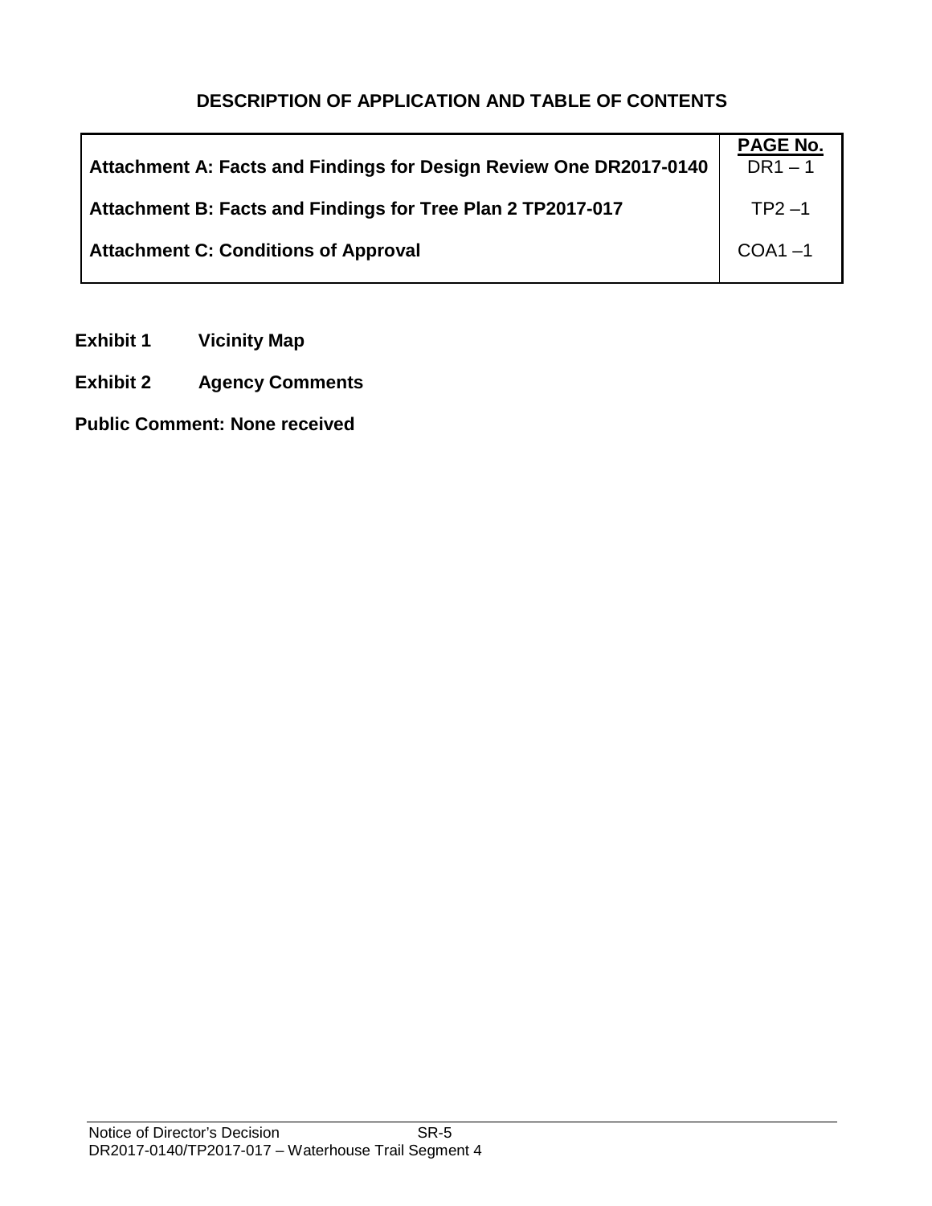## DESCRIPTION OF APPLICATION AND TABLE OF CONTENTS

| | PAGE No. |
|---|---|
| **Attachment A: Facts and Findings for Design Review One DR2017-0140** | DR1 – 1 |
| **Attachment B: Facts and Findings for Tree Plan 2 TP2017-017** | TP2 –1 |
| **Attachment C: Conditions of Approval** | COA1 –1 |

**Exhibit 1** **Vicinity Map**

**Exhibit 2** **Agency Comments**

**Public Comment: None received**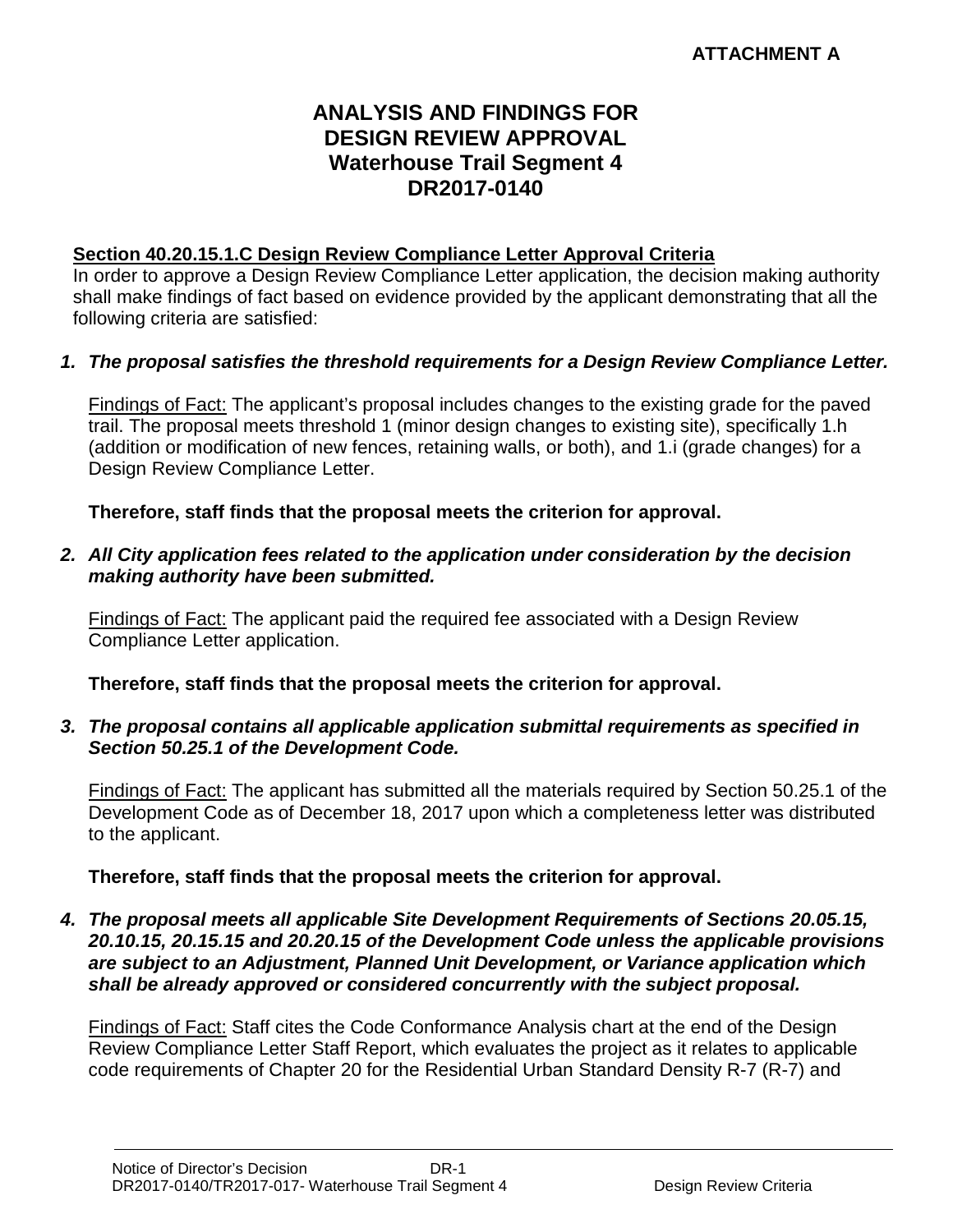**ATTACHMENT A**

# ANALYSIS AND FINDINGS FOR DESIGN REVIEW APPROVAL Waterhouse Trail Segment 4 DR2017-0140

**Section 40.20.15.1.C Design Review Compliance Letter Approval Criteria**

In order to approve a Design Review Compliance Letter application, the decision making authority shall make findings of fact based on evidence provided by the applicant demonstrating that all the following criteria are satisfied:

***1. The proposal satisfies the threshold requirements for a Design Review Compliance Letter.***

Findings of Fact: The applicant's proposal includes changes to the existing grade for the paved trail. The proposal meets threshold 1 (minor design changes to existing site), specifically 1.h (addition or modification of new fences, retaining walls, or both), and 1.i (grade changes) for a Design Review Compliance Letter.

**Therefore, staff finds that the proposal meets the criterion for approval.**

***2. All City application fees related to the application under consideration by the decision making authority have been submitted.***

Findings of Fact: The applicant paid the required fee associated with a Design Review Compliance Letter application.

**Therefore, staff finds that the proposal meets the criterion for approval.**

***3. The proposal contains all applicable application submittal requirements as specified in Section 50.25.1 of the Development Code.***

Findings of Fact: The applicant has submitted all the materials required by Section 50.25.1 of the Development Code as of December 18, 2017 upon which a completeness letter was distributed to the applicant.

**Therefore, staff finds that the proposal meets the criterion for approval.**

***4. The proposal meets all applicable Site Development Requirements of Sections 20.05.15, 20.10.15, 20.15.15 and 20.20.15 of the Development Code unless the applicable provisions are subject to an Adjustment, Planned Unit Development, or Variance application which shall be already approved or considered concurrently with the subject proposal.***

Findings of Fact: Staff cites the Code Conformance Analysis chart at the end of the Design Review Compliance Letter Staff Report, which evaluates the project as it relates to applicable code requirements of Chapter 20 for the Residential Urban Standard Density R-7 (R-7) and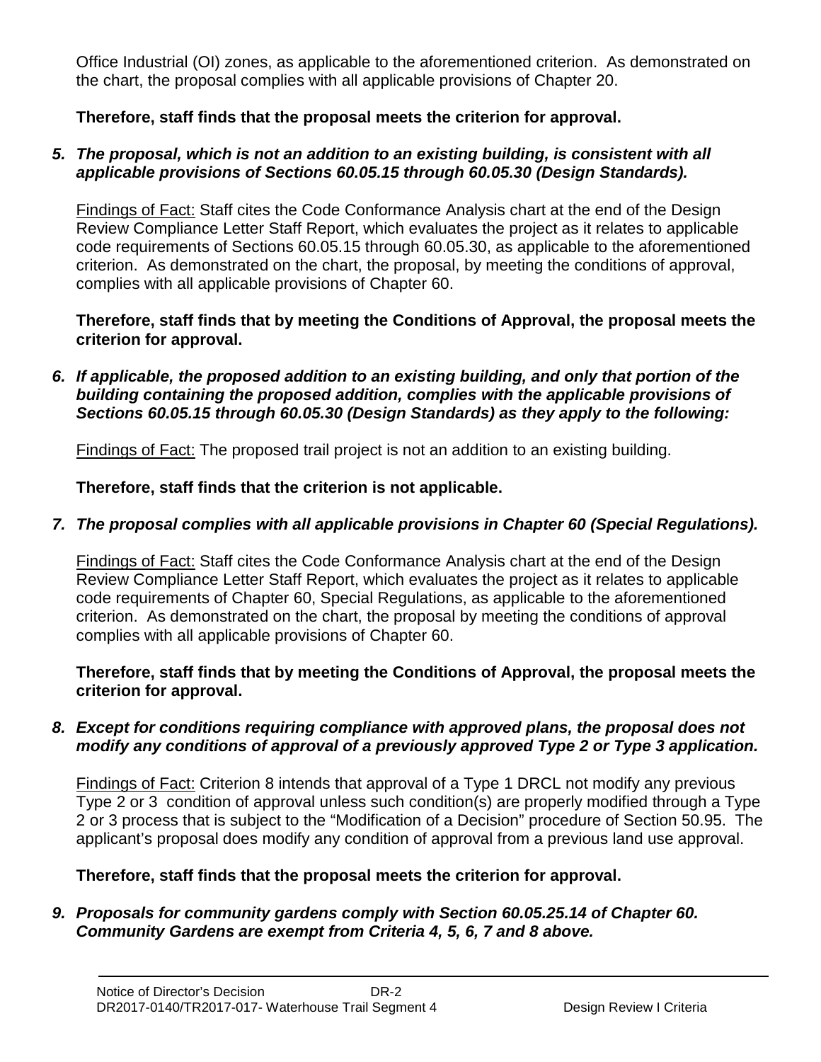Office Industrial (OI) zones, as applicable to the aforementioned criterion. As demonstrated on the chart, the proposal complies with all applicable provisions of Chapter 20.

**Therefore, staff finds that the proposal meets the criterion for approval.**

5. ***The proposal, which is not an addition to an existing building, is consistent with all applicable provisions of Sections 60.05.15 through 60.05.30 (Design Standards).***

   Findings of Fact: Staff cites the Code Conformance Analysis chart at the end of the Design Review Compliance Letter Staff Report, which evaluates the project as it relates to applicable code requirements of Sections 60.05.15 through 60.05.30, as applicable to the aforementioned criterion. As demonstrated on the chart, the proposal, by meeting the conditions of approval, complies with all applicable provisions of Chapter 60.

   **Therefore, staff finds that by meeting the Conditions of Approval, the proposal meets the criterion for approval.**

6. ***If applicable, the proposed addition to an existing building, and only that portion of the building containing the proposed addition, complies with the applicable provisions of Sections 60.05.15 through 60.05.30 (Design Standards) as they apply to the following:***

   Findings of Fact: The proposed trail project is not an addition to an existing building.

   **Therefore, staff finds that the criterion is not applicable.**

7. ***The proposal complies with all applicable provisions in Chapter 60 (Special Regulations).***

   Findings of Fact: Staff cites the Code Conformance Analysis chart at the end of the Design Review Compliance Letter Staff Report, which evaluates the project as it relates to applicable code requirements of Chapter 60, Special Regulations, as applicable to the aforementioned criterion. As demonstrated on the chart, the proposal by meeting the conditions of approval complies with all applicable provisions of Chapter 60.

   **Therefore, staff finds that by meeting the Conditions of Approval, the proposal meets the criterion for approval.**

8. ***Except for conditions requiring compliance with approved plans, the proposal does not modify any conditions of approval of a previously approved Type 2 or Type 3 application.***

   Findings of Fact: Criterion 8 intends that approval of a Type 1 DRCL not modify any previous Type 2 or 3 condition of approval unless such condition(s) are properly modified through a Type 2 or 3 process that is subject to the "Modification of a Decision" procedure of Section 50.95. The applicant's proposal does modify any condition of approval from a previous land use approval.

   **Therefore, staff finds that the proposal meets the criterion for approval.**

9. ***Proposals for community gardens comply with Section 60.05.25.14 of Chapter 60. Community Gardens are exempt from Criteria 4, 5, 6, 7 and 8 above.***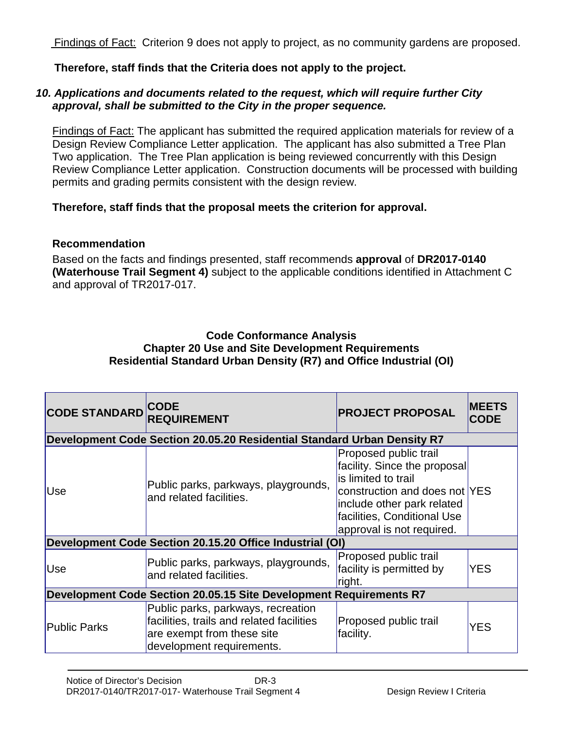Findings of Fact: Criterion 9 does not apply to project, as no community gardens are proposed.

**Therefore, staff finds that the Criteria does not apply to the project.**

***10. Applications and documents related to the request, which will require further City approval, shall be submitted to the City in the proper sequence.***

Findings of Fact: The applicant has submitted the required application materials for review of a Design Review Compliance Letter application. The applicant has also submitted a Tree Plan Two application. The Tree Plan application is being reviewed concurrently with this Design Review Compliance Letter application. Construction documents will be processed with building permits and grading permits consistent with the design review.

**Therefore, staff finds that the proposal meets the criterion for approval.**

**Recommendation**

Based on the facts and findings presented, staff recommends **approval** of **DR2017-0140 (Waterhouse Trail Segment 4)** subject to the applicable conditions identified in Attachment C and approval of TR2017-017.

**Code Conformance Analysis**
**Chapter 20 Use and Site Development Requirements**
**Residential Standard Urban Density (R7) and Office Industrial (OI)**

| CODE STANDARD | CODE REQUIREMENT | PROJECT PROPOSAL | MEETS CODE |
|---|---|---|---|
| **Development Code Section 20.05.20 Residential Standard Urban Density R7** | | | |
| Use | Public parks, parkways, playgrounds, and related facilities. | Proposed public trail facility. Since the proposal is limited to trail construction and does not include other park related facilities, Conditional Use approval is not required. | YES |
| **Development Code Section 20.15.20 Office Industrial (OI)** | | | |
| Use | Public parks, parkways, playgrounds, and related facilities. | Proposed public trail facility is permitted by right. | YES |
| **Development Code Section 20.05.15 Site Development Requirements R7** | | | |
| Public Parks | Public parks, parkways, recreation facilities, trails and related facilities are exempt from these site development requirements. | Proposed public trail facility. | YES |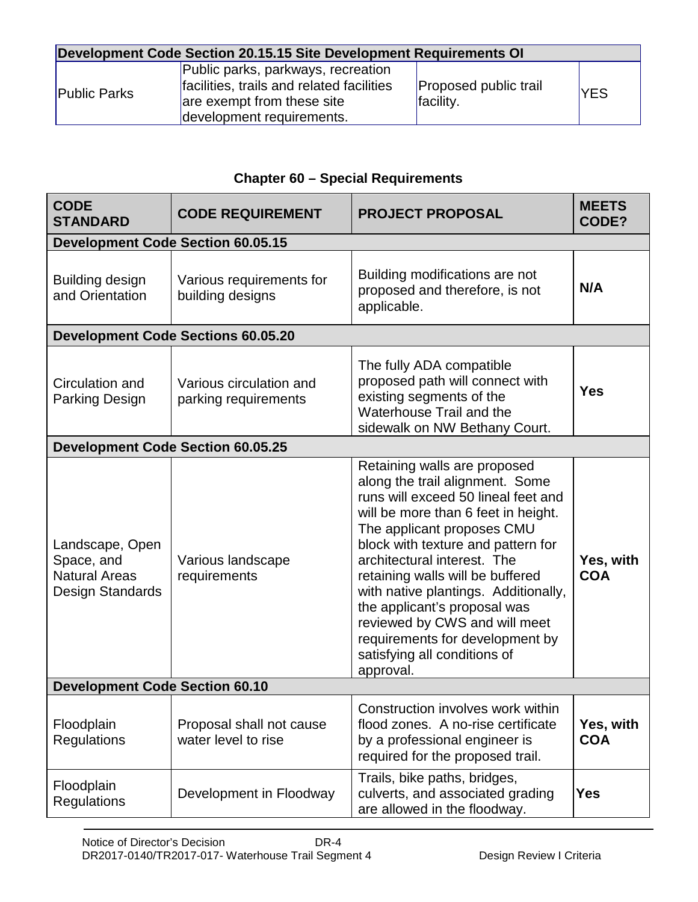| Development Code Section 20.15.15 Site Development Requirements OI | | | |
|---|---|---|---|
| Public Parks | Public parks, parkways, recreation facilities, trails and related facilities are exempt from these site development requirements. | Proposed public trail facility. | YES |

## Chapter 60 – Special Requirements

| CODE STANDARD | CODE REQUIREMENT | PROJECT PROPOSAL | MEETS CODE? |
|---|---|---|---|
| **Development Code Section 60.05.15** | | | |
| Building design and Orientation | Various requirements for building designs | Building modifications are not proposed and therefore, is not applicable. | **N/A** |
| **Development Code Sections 60.05.20** | | | |
| Circulation and Parking Design | Various circulation and parking requirements | The fully ADA compatible proposed path will connect with existing segments of the Waterhouse Trail and the sidewalk on NW Bethany Court. | **Yes** |
| **Development Code Section 60.05.25** | | | |
| Landscape, Open Space, and Natural Areas Design Standards | Various landscape requirements | Retaining walls are proposed along the trail alignment. Some runs will exceed 50 lineal feet and will be more than 6 feet in height. The applicant proposes CMU block with texture and pattern for architectural interest. The retaining walls will be buffered with native plantings. Additionally, the applicant's proposal was reviewed by CWS and will meet requirements for development by satisfying all conditions of approval. | **Yes, with COA** |
| **Development Code Section 60.10** | | | |
| Floodplain Regulations | Proposal shall not cause water level to rise | Construction involves work within flood zones. A no-rise certificate by a professional engineer is required for the proposed trail. | **Yes, with COA** |
| Floodplain Regulations | Development in Floodway | Trails, bike paths, bridges, culverts, and associated grading are allowed in the floodway. | **Yes** |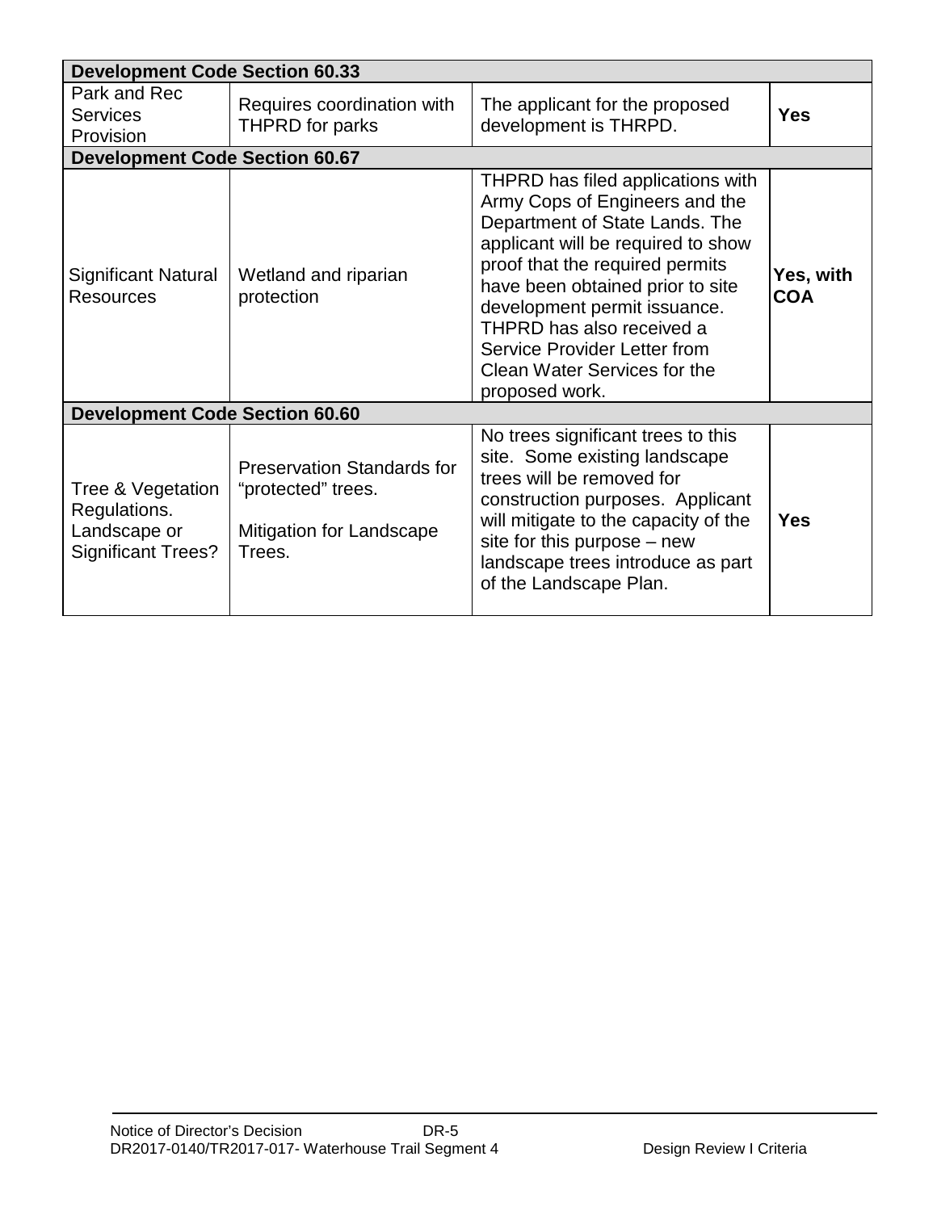| | | | |
|---|---|---|---|
| **Development Code Section 60.33** | | | |
| Park and Rec Services Provision | Requires coordination with THPRD for parks | The applicant for the proposed development is THRPD. | **Yes** |
| **Development Code Section 60.67** | | | |
| Significant Natural Resources | Wetland and riparian protection | THPRD has filed applications with Army Cops of Engineers and the Department of State Lands. The applicant will be required to show proof that the required permits have been obtained prior to site development permit issuance. THPRD has also received a Service Provider Letter from Clean Water Services for the proposed work. | **Yes, with COA** |
| **Development Code Section 60.60** | | | |
| Tree & Vegetation Regulations. Landscape or Significant Trees? | Preservation Standards for "protected" trees.<br><br>Mitigation for Landscape Trees. | No trees significant trees to this site. Some existing landscape trees will be removed for construction purposes. Applicant will mitigate to the capacity of the site for this purpose – new landscape trees introduce as part of the Landscape Plan. | **Yes** |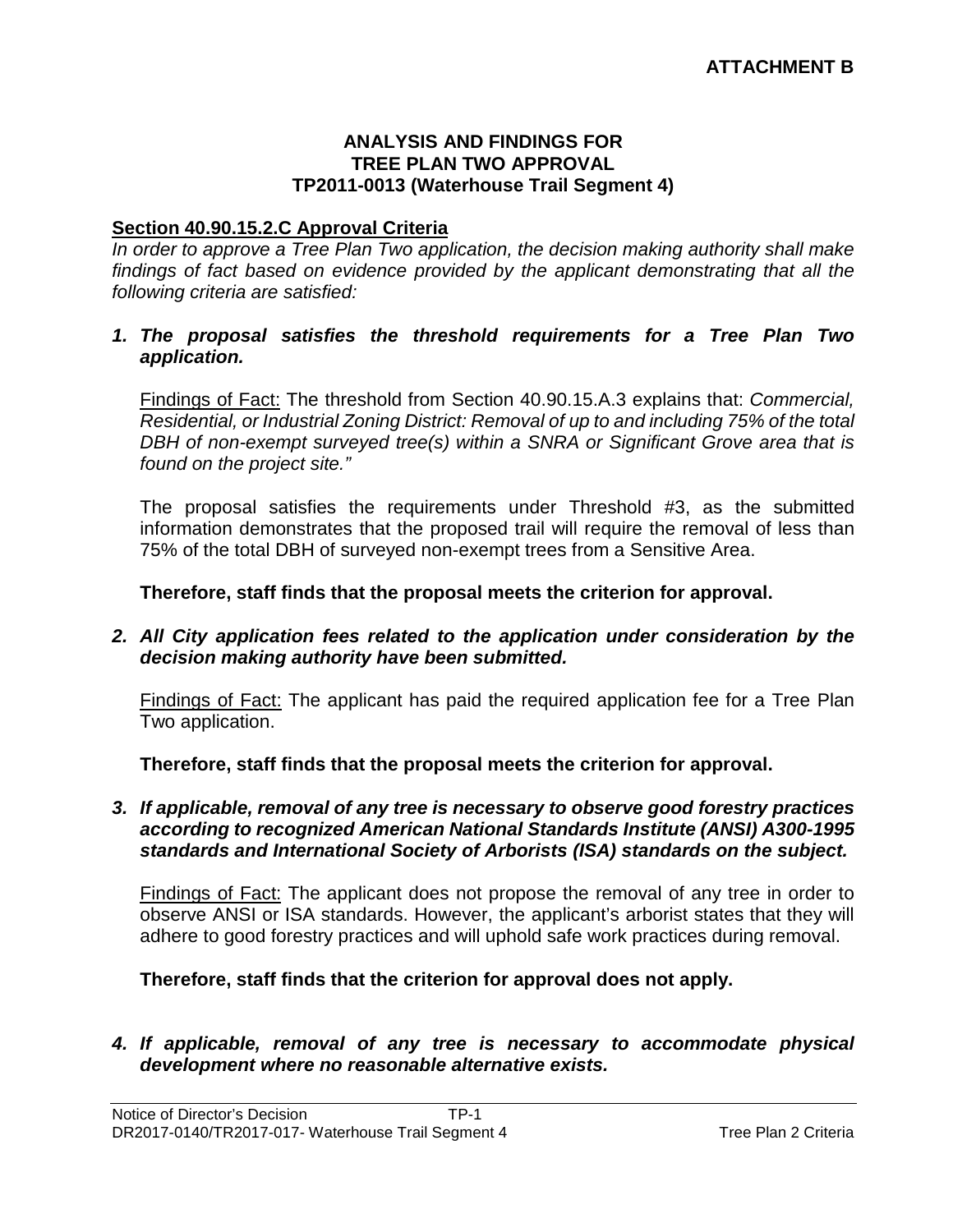**ATTACHMENT B**

## ANALYSIS AND FINDINGS FOR TREE PLAN TWO APPROVAL TP2011-0013 (Waterhouse Trail Segment 4)

### Section 40.90.15.2.C Approval Criteria

*In order to approve a Tree Plan Two application, the decision making authority shall make findings of fact based on evidence provided by the applicant demonstrating that all the following criteria are satisfied:*

***1. The proposal satisfies the threshold requirements for a Tree Plan Two application.***

Findings of Fact: The threshold from Section 40.90.15.A.3 explains that: *Commercial, Residential, or Industrial Zoning District: Removal of up to and including 75% of the total DBH of non-exempt surveyed tree(s) within a SNRA or Significant Grove area that is found on the project site."*

The proposal satisfies the requirements under Threshold #3, as the submitted information demonstrates that the proposed trail will require the removal of less than 75% of the total DBH of surveyed non-exempt trees from a Sensitive Area.

**Therefore, staff finds that the proposal meets the criterion for approval.**

***2. All City application fees related to the application under consideration by the decision making authority have been submitted.***

Findings of Fact: The applicant has paid the required application fee for a Tree Plan Two application.

**Therefore, staff finds that the proposal meets the criterion for approval.**

***3. If applicable, removal of any tree is necessary to observe good forestry practices according to recognized American National Standards Institute (ANSI) A300-1995 standards and International Society of Arborists (ISA) standards on the subject.***

Findings of Fact: The applicant does not propose the removal of any tree in order to observe ANSI or ISA standards. However, the applicant's arborist states that they will adhere to good forestry practices and will uphold safe work practices during removal.

**Therefore, staff finds that the criterion for approval does not apply.**

***4. If applicable, removal of any tree is necessary to accommodate physical development where no reasonable alternative exists.***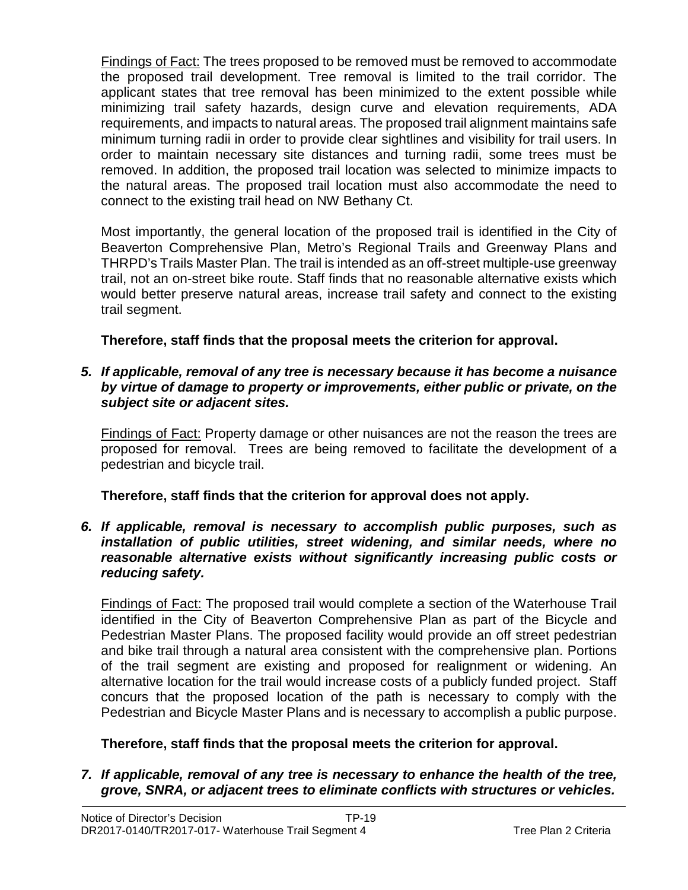Findings of Fact: The trees proposed to be removed must be removed to accommodate the proposed trail development. Tree removal is limited to the trail corridor. The applicant states that tree removal has been minimized to the extent possible while minimizing trail safety hazards, design curve and elevation requirements, ADA requirements, and impacts to natural areas. The proposed trail alignment maintains safe minimum turning radii in order to provide clear sightlines and visibility for trail users. In order to maintain necessary site distances and turning radii, some trees must be removed. In addition, the proposed trail location was selected to minimize impacts to the natural areas. The proposed trail location must also accommodate the need to connect to the existing trail head on NW Bethany Ct.

Most importantly, the general location of the proposed trail is identified in the City of Beaverton Comprehensive Plan, Metro's Regional Trails and Greenway Plans and THRPD's Trails Master Plan. The trail is intended as an off-street multiple-use greenway trail, not an on-street bike route. Staff finds that no reasonable alternative exists which would better preserve natural areas, increase trail safety and connect to the existing trail segment.

**Therefore, staff finds that the proposal meets the criterion for approval.**

***5. If applicable, removal of any tree is necessary because it has become a nuisance by virtue of damage to property or improvements, either public or private, on the subject site or adjacent sites.***

Findings of Fact: Property damage or other nuisances are not the reason the trees are proposed for removal. Trees are being removed to facilitate the development of a pedestrian and bicycle trail.

**Therefore, staff finds that the criterion for approval does not apply.**

***6. If applicable, removal is necessary to accomplish public purposes, such as installation of public utilities, street widening, and similar needs, where no reasonable alternative exists without significantly increasing public costs or reducing safety.***

Findings of Fact: The proposed trail would complete a section of the Waterhouse Trail identified in the City of Beaverton Comprehensive Plan as part of the Bicycle and Pedestrian Master Plans. The proposed facility would provide an off street pedestrian and bike trail through a natural area consistent with the comprehensive plan. Portions of the trail segment are existing and proposed for realignment or widening. An alternative location for the trail would increase costs of a publicly funded project. Staff concurs that the proposed location of the path is necessary to comply with the Pedestrian and Bicycle Master Plans and is necessary to accomplish a public purpose.

**Therefore, staff finds that the proposal meets the criterion for approval.**

***7. If applicable, removal of any tree is necessary to enhance the health of the tree, grove, SNRA, or adjacent trees to eliminate conflicts with structures or vehicles.***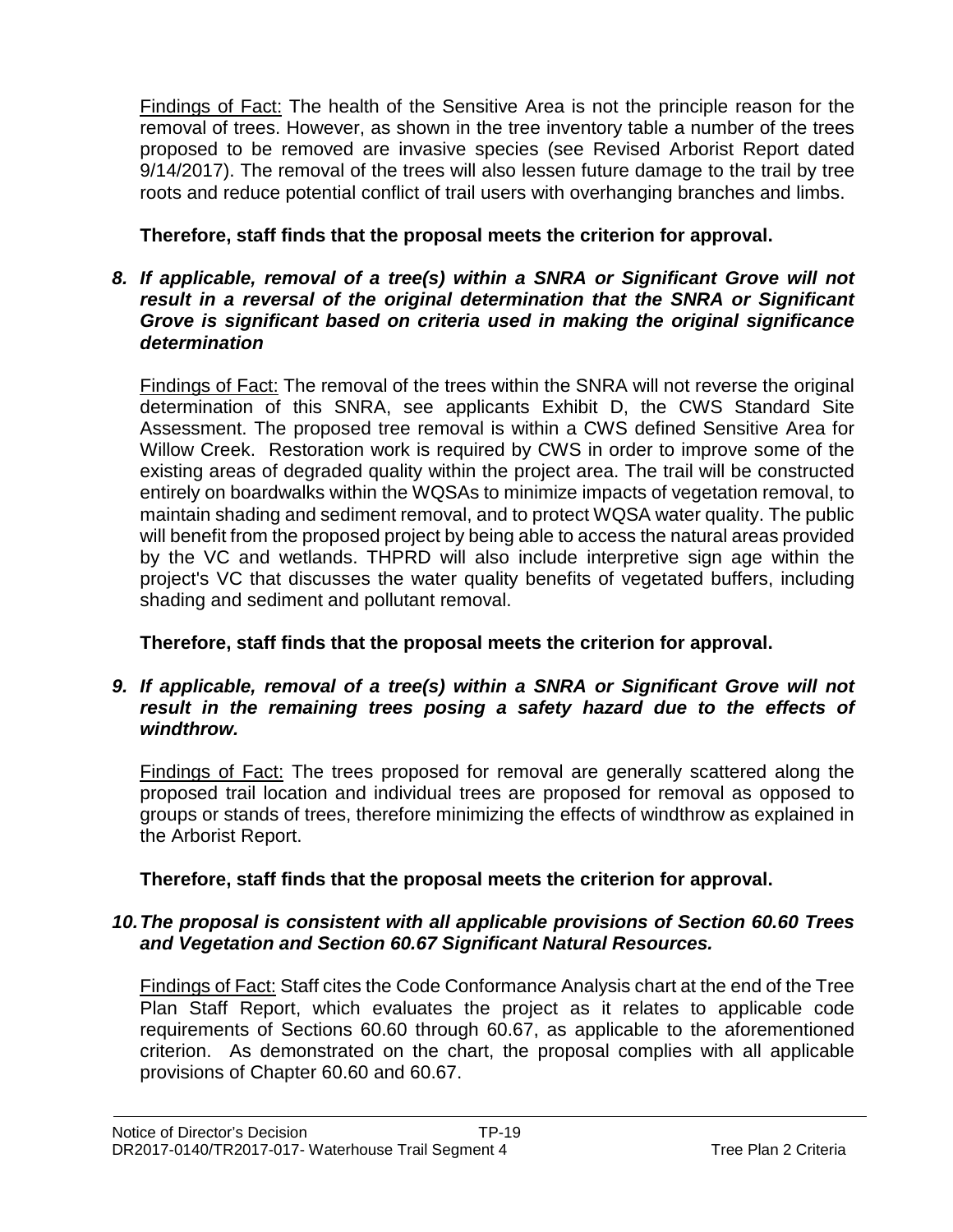Findings of Fact: The health of the Sensitive Area is not the principle reason for the removal of trees. However, as shown in the tree inventory table a number of the trees proposed to be removed are invasive species (see Revised Arborist Report dated 9/14/2017). The removal of the trees will also lessen future damage to the trail by tree roots and reduce potential conflict of trail users with overhanging branches and limbs.

**Therefore, staff finds that the proposal meets the criterion for approval.**

***8. If applicable, removal of a tree(s) within a SNRA or Significant Grove will not result in a reversal of the original determination that the SNRA or Significant Grove is significant based on criteria used in making the original significance determination***

Findings of Fact: The removal of the trees within the SNRA will not reverse the original determination of this SNRA, see applicants Exhibit D, the CWS Standard Site Assessment. The proposed tree removal is within a CWS defined Sensitive Area for Willow Creek. Restoration work is required by CWS in order to improve some of the existing areas of degraded quality within the project area. The trail will be constructed entirely on boardwalks within the WQSAs to minimize impacts of vegetation removal, to maintain shading and sediment removal, and to protect WQSA water quality. The public will benefit from the proposed project by being able to access the natural areas provided by the VC and wetlands. THPRD will also include interpretive sign age within the project's VC that discusses the water quality benefits of vegetated buffers, including shading and sediment and pollutant removal.

**Therefore, staff finds that the proposal meets the criterion for approval.**

***9. If applicable, removal of a tree(s) within a SNRA or Significant Grove will not result in the remaining trees posing a safety hazard due to the effects of windthrow.***

Findings of Fact: The trees proposed for removal are generally scattered along the proposed trail location and individual trees are proposed for removal as opposed to groups or stands of trees, therefore minimizing the effects of windthrow as explained in the Arborist Report.

**Therefore, staff finds that the proposal meets the criterion for approval.**

***10. The proposal is consistent with all applicable provisions of Section 60.60 Trees and Vegetation and Section 60.67 Significant Natural Resources.***

Findings of Fact: Staff cites the Code Conformance Analysis chart at the end of the Tree Plan Staff Report, which evaluates the project as it relates to applicable code requirements of Sections 60.60 through 60.67, as applicable to the aforementioned criterion. As demonstrated on the chart, the proposal complies with all applicable provisions of Chapter 60.60 and 60.67.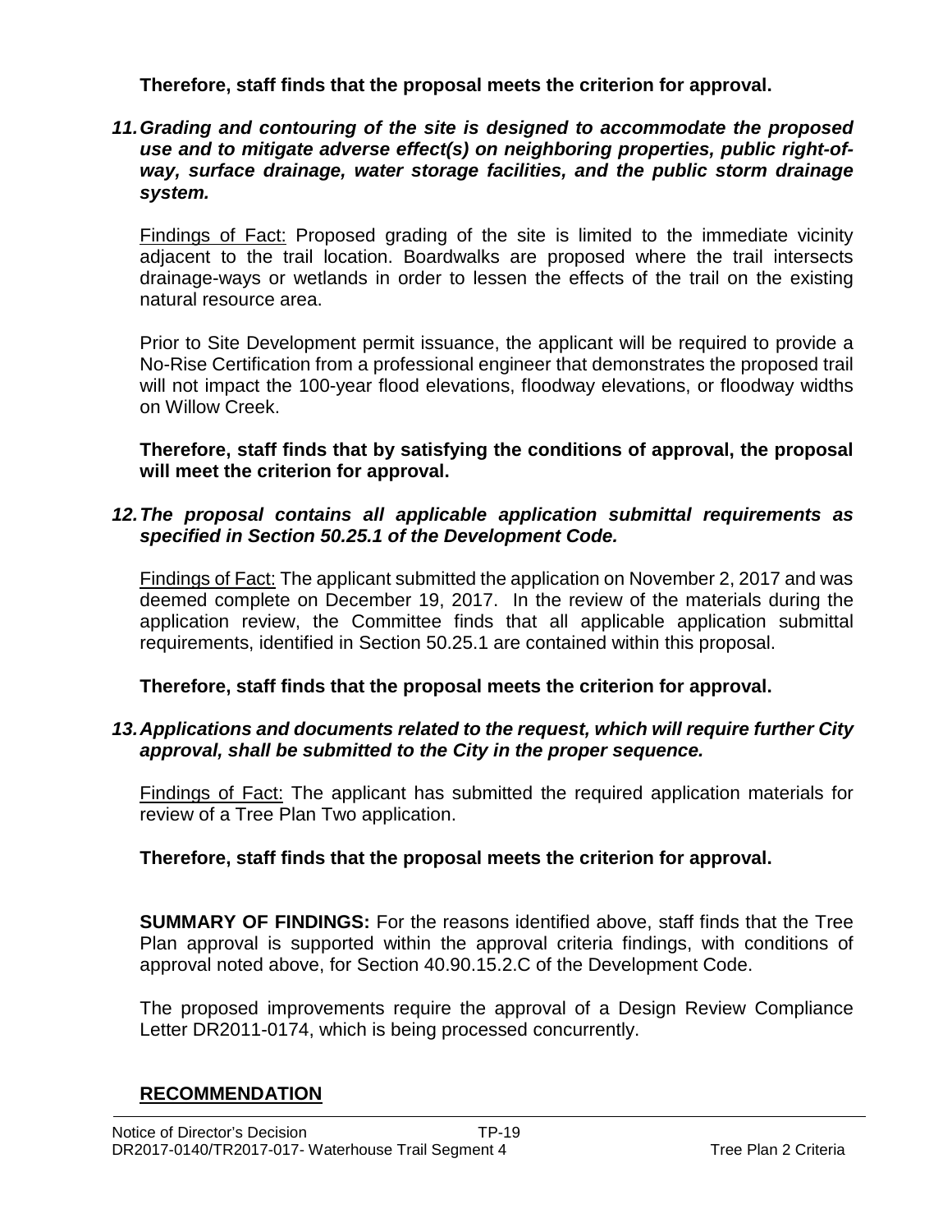**Therefore, staff finds that the proposal meets the criterion for approval.**

11. ***Grading and contouring of the site is designed to accommodate the proposed use and to mitigate adverse effect(s) on neighboring properties, public right-of-way, surface drainage, water storage facilities, and the public storm drainage system.***

Findings of Fact: Proposed grading of the site is limited to the immediate vicinity adjacent to the trail location. Boardwalks are proposed where the trail intersects drainage-ways or wetlands in order to lessen the effects of the trail on the existing natural resource area.

Prior to Site Development permit issuance, the applicant will be required to provide a No-Rise Certification from a professional engineer that demonstrates the proposed trail will not impact the 100-year flood elevations, floodway elevations, or floodway widths on Willow Creek.

**Therefore, staff finds that by satisfying the conditions of approval, the proposal will meet the criterion for approval.**

12. ***The proposal contains all applicable application submittal requirements as specified in Section 50.25.1 of the Development Code.***

Findings of Fact: The applicant submitted the application on November 2, 2017 and was deemed complete on December 19, 2017. In the review of the materials during the application review, the Committee finds that all applicable application submittal requirements, identified in Section 50.25.1 are contained within this proposal.

**Therefore, staff finds that the proposal meets the criterion for approval.**

13. ***Applications and documents related to the request, which will require further City approval, shall be submitted to the City in the proper sequence.***

Findings of Fact: The applicant has submitted the required application materials for review of a Tree Plan Two application.

**Therefore, staff finds that the proposal meets the criterion for approval.**

**SUMMARY OF FINDINGS:** For the reasons identified above, staff finds that the Tree Plan approval is supported within the approval criteria findings, with conditions of approval noted above, for Section 40.90.15.2.C of the Development Code.

The proposed improvements require the approval of a Design Review Compliance Letter DR2011-0174, which is being processed concurrently.

## RECOMMENDATION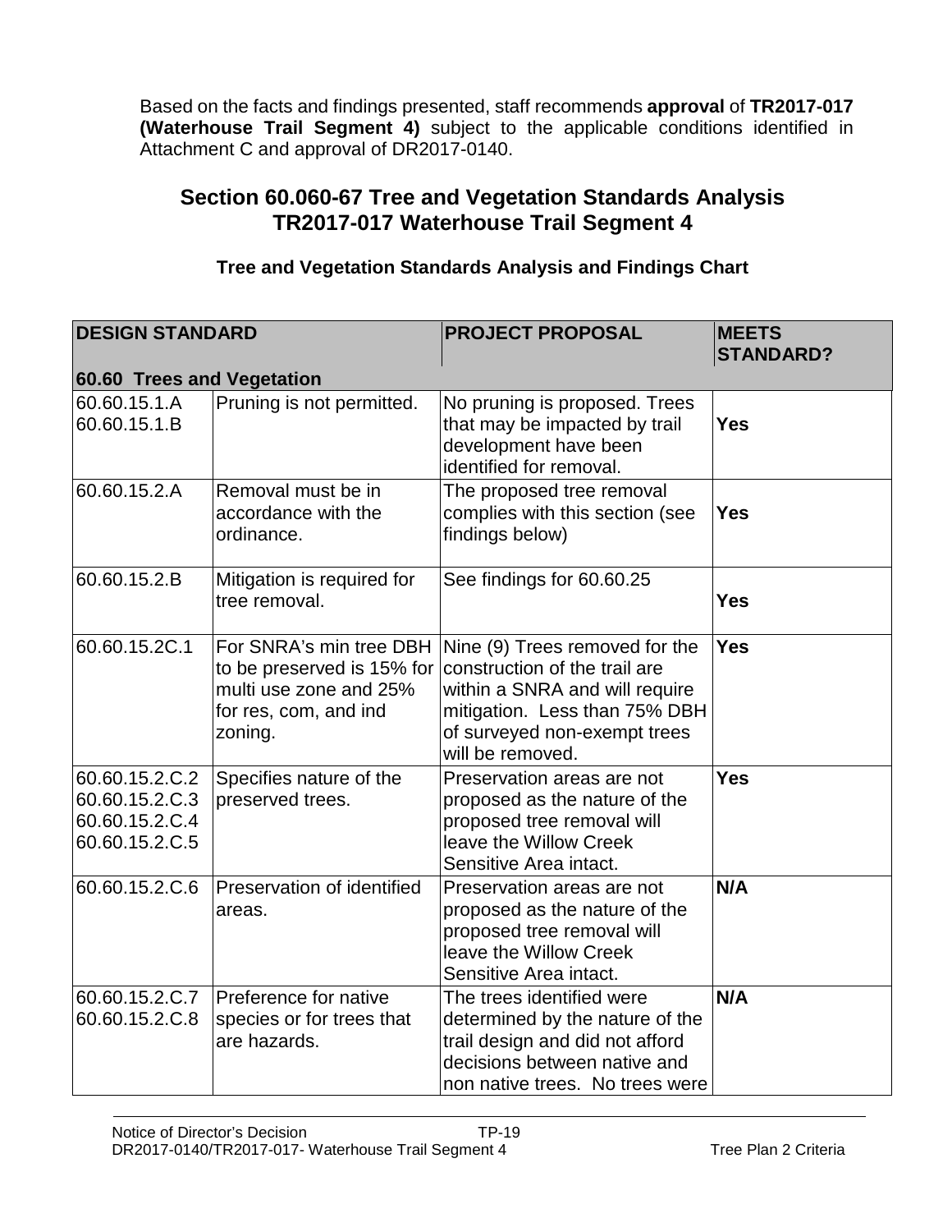Based on the facts and findings presented, staff recommends **approval** of **TR2017-017 (Waterhouse Trail Segment 4)** subject to the applicable conditions identified in Attachment C and approval of DR2017-0140.

## Section 60.060-67 Tree and Vegetation Standards Analysis TR2017-017 Waterhouse Trail Segment 4

### Tree and Vegetation Standards Analysis and Findings Chart

| DESIGN STANDARD | | PROJECT PROPOSAL | MEETS STANDARD? |
|---|---|---|---|
| **60.60 Trees and Vegetation** | | | |
| 60.60.15.1.A 60.60.15.1.B | Pruning is not permitted. | No pruning is proposed. Trees that may be impacted by trail development have been identified for removal. | **Yes** |
| 60.60.15.2.A | Removal must be in accordance with the ordinance. | The proposed tree removal complies with this section (see findings below) | **Yes** |
| 60.60.15.2.B | Mitigation is required for tree removal. | See findings for 60.60.25 | **Yes** |
| 60.60.15.2C.1 | For SNRA's min tree DBH to be preserved is 15% for multi use zone and 25% for res, com, and ind zoning. | Nine (9) Trees removed for the construction of the trail are within a SNRA and will require mitigation. Less than 75% DBH of surveyed non-exempt trees will be removed. | **Yes** |
| 60.60.15.2.C.2 60.60.15.2.C.3 60.60.15.2.C.4 60.60.15.2.C.5 | Specifies nature of the preserved trees. | Preservation areas are not proposed as the nature of the proposed tree removal will leave the Willow Creek Sensitive Area intact. | **Yes** |
| 60.60.15.2.C.6 | Preservation of identified areas. | Preservation areas are not proposed as the nature of the proposed tree removal will leave the Willow Creek Sensitive Area intact. | **N/A** |
| 60.60.15.2.C.7 60.60.15.2.C.8 | Preference for native species or for trees that are hazards. | The trees identified were determined by the nature of the trail design and did not afford decisions between native and non native trees. No trees were | **N/A** |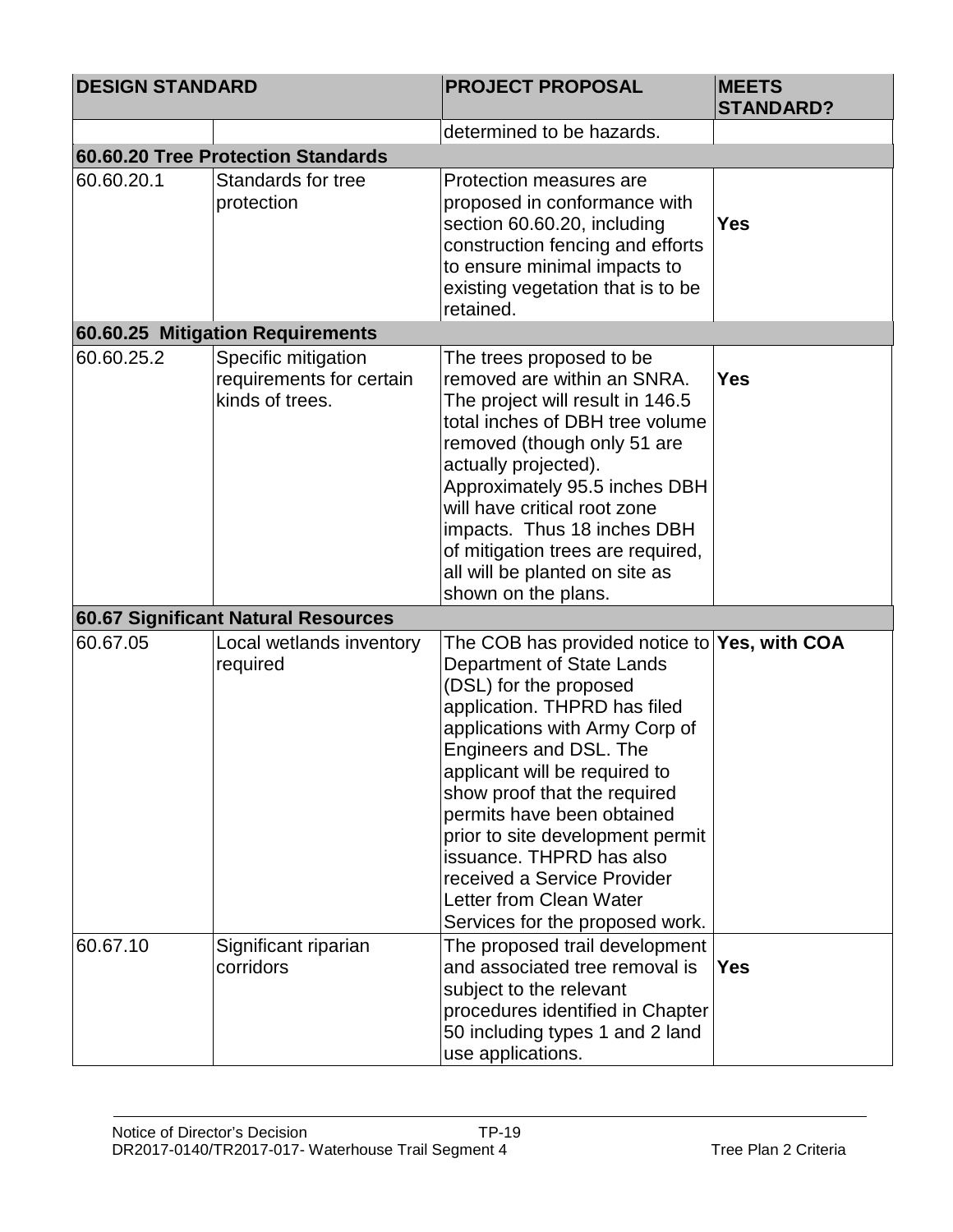| DESIGN STANDARD | | PROJECT PROPOSAL | MEETS STANDARD? |
|---|---|---|---|
| | | determined to be hazards. | |
| **60.60.20 Tree Protection Standards** | | | |
| 60.60.20.1 | Standards for tree protection | Protection measures are proposed in conformance with section 60.60.20, including construction fencing and efforts to ensure minimal impacts to existing vegetation that is to be retained. | **Yes** |
| **60.60.25 Mitigation Requirements** | | | |
| 60.60.25.2 | Specific mitigation requirements for certain kinds of trees. | The trees proposed to be removed are within an SNRA. The project will result in 146.5 total inches of DBH tree volume removed (though only 51 are actually projected). Approximately 95.5 inches DBH will have critical root zone impacts. Thus 18 inches DBH of mitigation trees are required, all will be planted on site as shown on the plans. | **Yes** |
| **60.67 Significant Natural Resources** | | | |
| 60.67.05 | Local wetlands inventory required | The COB has provided notice to Department of State Lands (DSL) for the proposed application. THPRD has filed applications with Army Corp of Engineers and DSL. The applicant will be required to show proof that the required permits have been obtained prior to site development permit issuance. THPRD has also received a Service Provider Letter from Clean Water Services for the proposed work. | **Yes, with COA** |
| 60.67.10 | Significant riparian corridors | The proposed trail development and associated tree removal is subject to the relevant procedures identified in Chapter 50 including types 1 and 2 land use applications. | **Yes** |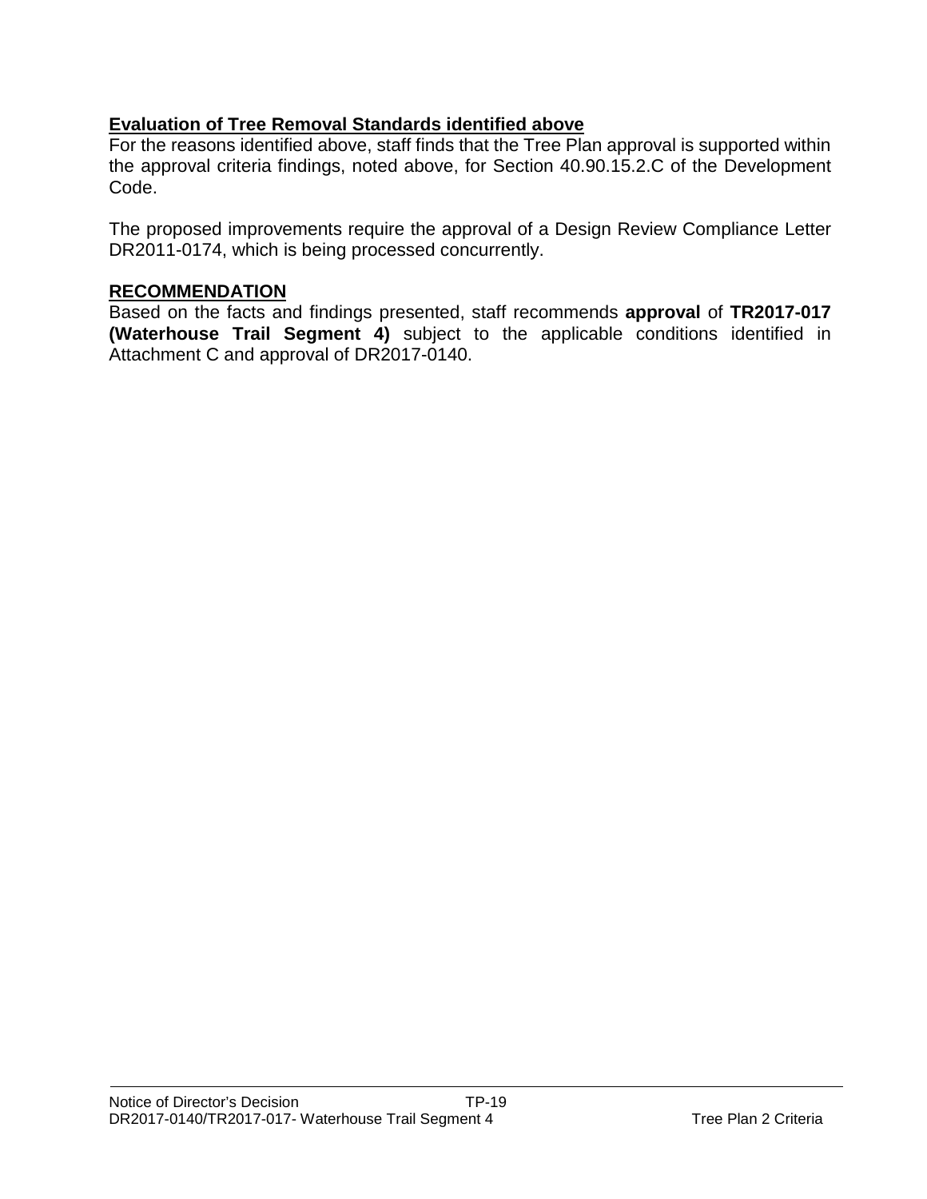**Evaluation of Tree Removal Standards identified above**

For the reasons identified above, staff finds that the Tree Plan approval is supported within the approval criteria findings, noted above, for Section 40.90.15.2.C of the Development Code.

The proposed improvements require the approval of a Design Review Compliance Letter DR2011-0174, which is being processed concurrently.

**RECOMMENDATION**

Based on the facts and findings presented, staff recommends **approval** of **TR2017-017 (Waterhouse Trail Segment 4)** subject to the applicable conditions identified in Attachment C and approval of DR2017-0140.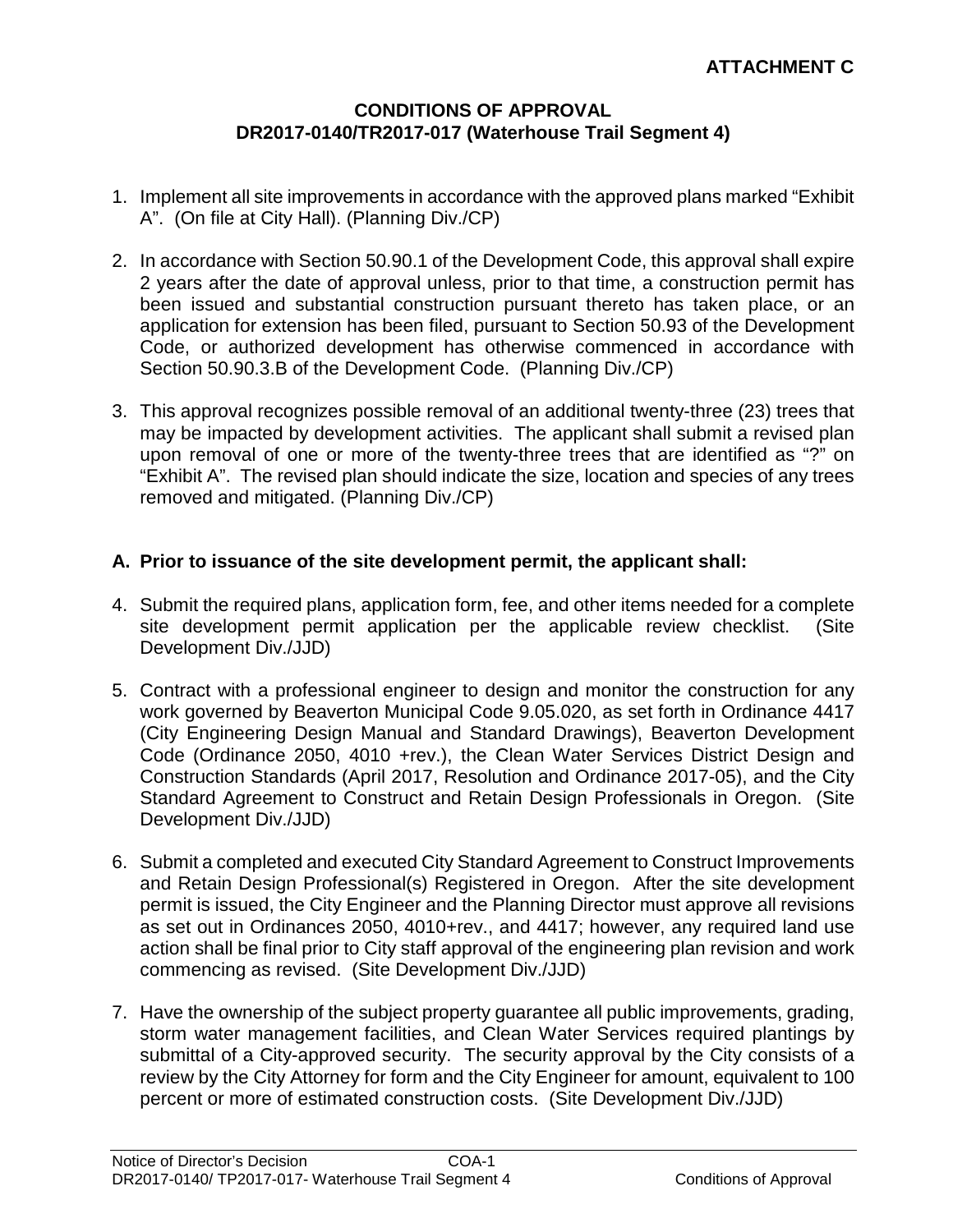**ATTACHMENT C**

## CONDITIONS OF APPROVAL
## DR2017-0140/TR2017-017 (Waterhouse Trail Segment 4)

1. Implement all site improvements in accordance with the approved plans marked “Exhibit A”. (On file at City Hall). (Planning Div./CP)

2. In accordance with Section 50.90.1 of the Development Code, this approval shall expire 2 years after the date of approval unless, prior to that time, a construction permit has been issued and substantial construction pursuant thereto has taken place, or an application for extension has been filed, pursuant to Section 50.93 of the Development Code, or authorized development has otherwise commenced in accordance with Section 50.90.3.B of the Development Code. (Planning Div./CP)

3. This approval recognizes possible removal of an additional twenty-three (23) trees that may be impacted by development activities. The applicant shall submit a revised plan upon removal of one or more of the twenty-three trees that are identified as “?” on “Exhibit A”. The revised plan should indicate the size, location and species of any trees removed and mitigated. (Planning Div./CP)

### A. Prior to issuance of the site development permit, the applicant shall:

4. Submit the required plans, application form, fee, and other items needed for a complete site development permit application per the applicable review checklist. (Site Development Div./JJD)

5. Contract with a professional engineer to design and monitor the construction for any work governed by Beaverton Municipal Code 9.05.020, as set forth in Ordinance 4417 (City Engineering Design Manual and Standard Drawings), Beaverton Development Code (Ordinance 2050, 4010 +rev.), the Clean Water Services District Design and Construction Standards (April 2017, Resolution and Ordinance 2017-05), and the City Standard Agreement to Construct and Retain Design Professionals in Oregon. (Site Development Div./JJD)

6. Submit a completed and executed City Standard Agreement to Construct Improvements and Retain Design Professional(s) Registered in Oregon. After the site development permit is issued, the City Engineer and the Planning Director must approve all revisions as set out in Ordinances 2050, 4010+rev., and 4417; however, any required land use action shall be final prior to City staff approval of the engineering plan revision and work commencing as revised. (Site Development Div./JJD)

7. Have the ownership of the subject property guarantee all public improvements, grading, storm water management facilities, and Clean Water Services required plantings by submittal of a City-approved security. The security approval by the City consists of a review by the City Attorney for form and the City Engineer for amount, equivalent to 100 percent or more of estimated construction costs. (Site Development Div./JJD)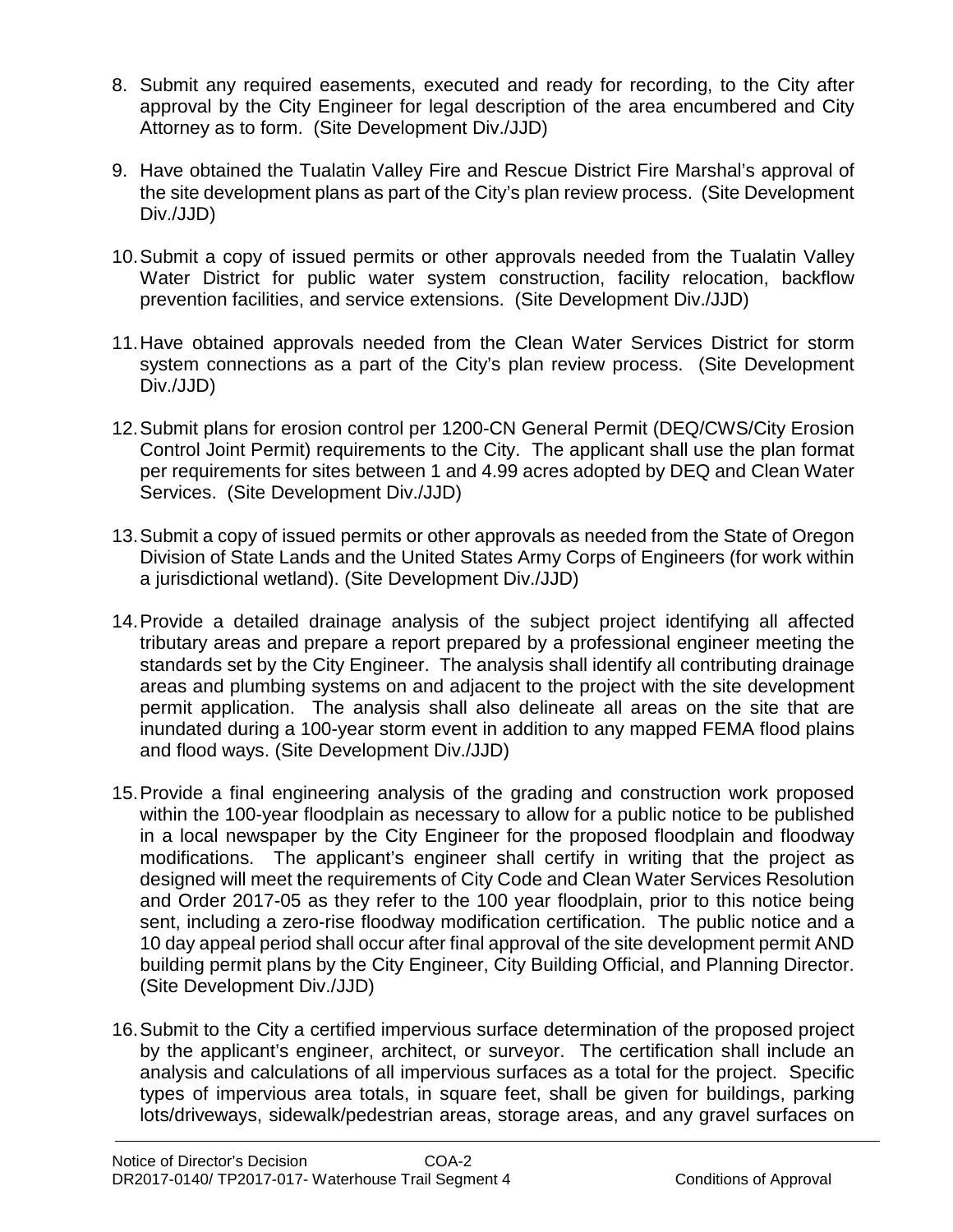8. Submit any required easements, executed and ready for recording, to the City after approval by the City Engineer for legal description of the area encumbered and City Attorney as to form. (Site Development Div./JJD)

9. Have obtained the Tualatin Valley Fire and Rescue District Fire Marshal's approval of the site development plans as part of the City's plan review process. (Site Development Div./JJD)

10. Submit a copy of issued permits or other approvals needed from the Tualatin Valley Water District for public water system construction, facility relocation, backflow prevention facilities, and service extensions. (Site Development Div./JJD)

11. Have obtained approvals needed from the Clean Water Services District for storm system connections as a part of the City's plan review process. (Site Development Div./JJD)

12. Submit plans for erosion control per 1200-CN General Permit (DEQ/CWS/City Erosion Control Joint Permit) requirements to the City. The applicant shall use the plan format per requirements for sites between 1 and 4.99 acres adopted by DEQ and Clean Water Services. (Site Development Div./JJD)

13. Submit a copy of issued permits or other approvals as needed from the State of Oregon Division of State Lands and the United States Army Corps of Engineers (for work within a jurisdictional wetland). (Site Development Div./JJD)

14. Provide a detailed drainage analysis of the subject project identifying all affected tributary areas and prepare a report prepared by a professional engineer meeting the standards set by the City Engineer. The analysis shall identify all contributing drainage areas and plumbing systems on and adjacent to the project with the site development permit application. The analysis shall also delineate all areas on the site that are inundated during a 100-year storm event in addition to any mapped FEMA flood plains and flood ways. (Site Development Div./JJD)

15. Provide a final engineering analysis of the grading and construction work proposed within the 100-year floodplain as necessary to allow for a public notice to be published in a local newspaper by the City Engineer for the proposed floodplain and floodway modifications. The applicant's engineer shall certify in writing that the project as designed will meet the requirements of City Code and Clean Water Services Resolution and Order 2017-05 as they refer to the 100 year floodplain, prior to this notice being sent, including a zero-rise floodway modification certification. The public notice and a 10 day appeal period shall occur after final approval of the site development permit AND building permit plans by the City Engineer, City Building Official, and Planning Director. (Site Development Div./JJD)

16. Submit to the City a certified impervious surface determination of the proposed project by the applicant's engineer, architect, or surveyor. The certification shall include an analysis and calculations of all impervious surfaces as a total for the project. Specific types of impervious area totals, in square feet, shall be given for buildings, parking lots/driveways, sidewalk/pedestrian areas, storage areas, and any gravel surfaces on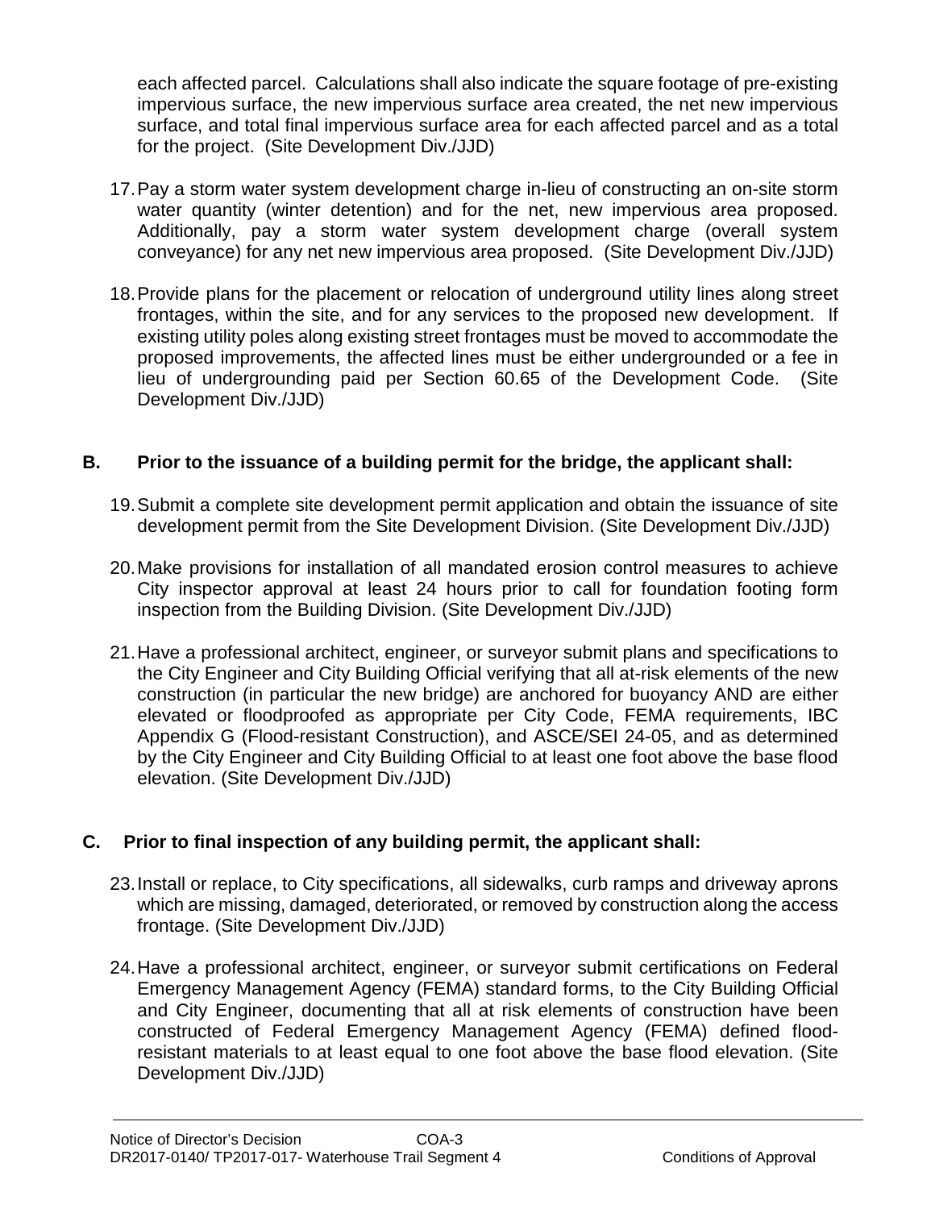each affected parcel. Calculations shall also indicate the square footage of pre-existing impervious surface, the new impervious surface area created, the net new impervious surface, and total final impervious surface area for each affected parcel and as a total for the project. (Site Development Div./JJD)

17. Pay a storm water system development charge in-lieu of constructing an on-site storm water quantity (winter detention) and for the net, new impervious area proposed. Additionally, pay a storm water system development charge (overall system conveyance) for any net new impervious area proposed. (Site Development Div./JJD)

18. Provide plans for the placement or relocation of underground utility lines along street frontages, within the site, and for any services to the proposed new development. If existing utility poles along existing street frontages must be moved to accommodate the proposed improvements, the affected lines must be either undergrounded or a fee in lieu of undergrounding paid per Section 60.65 of the Development Code. (Site Development Div./JJD)

## B. Prior to the issuance of a building permit for the bridge, the applicant shall:

19. Submit a complete site development permit application and obtain the issuance of site development permit from the Site Development Division. (Site Development Div./JJD)

20. Make provisions for installation of all mandated erosion control measures to achieve City inspector approval at least 24 hours prior to call for foundation footing form inspection from the Building Division. (Site Development Div./JJD)

21. Have a professional architect, engineer, or surveyor submit plans and specifications to the City Engineer and City Building Official verifying that all at-risk elements of the new construction (in particular the new bridge) are anchored for buoyancy AND are either elevated or floodproofed as appropriate per City Code, FEMA requirements, IBC Appendix G (Flood-resistant Construction), and ASCE/SEI 24-05, and as determined by the City Engineer and City Building Official to at least one foot above the base flood elevation. (Site Development Div./JJD)

## C. Prior to final inspection of any building permit, the applicant shall:

23. Install or replace, to City specifications, all sidewalks, curb ramps and driveway aprons which are missing, damaged, deteriorated, or removed by construction along the access frontage. (Site Development Div./JJD)

24. Have a professional architect, engineer, or surveyor submit certifications on Federal Emergency Management Agency (FEMA) standard forms, to the City Building Official and City Engineer, documenting that all at risk elements of construction have been constructed of Federal Emergency Management Agency (FEMA) defined flood-resistant materials to at least equal to one foot above the base flood elevation. (Site Development Div./JJD)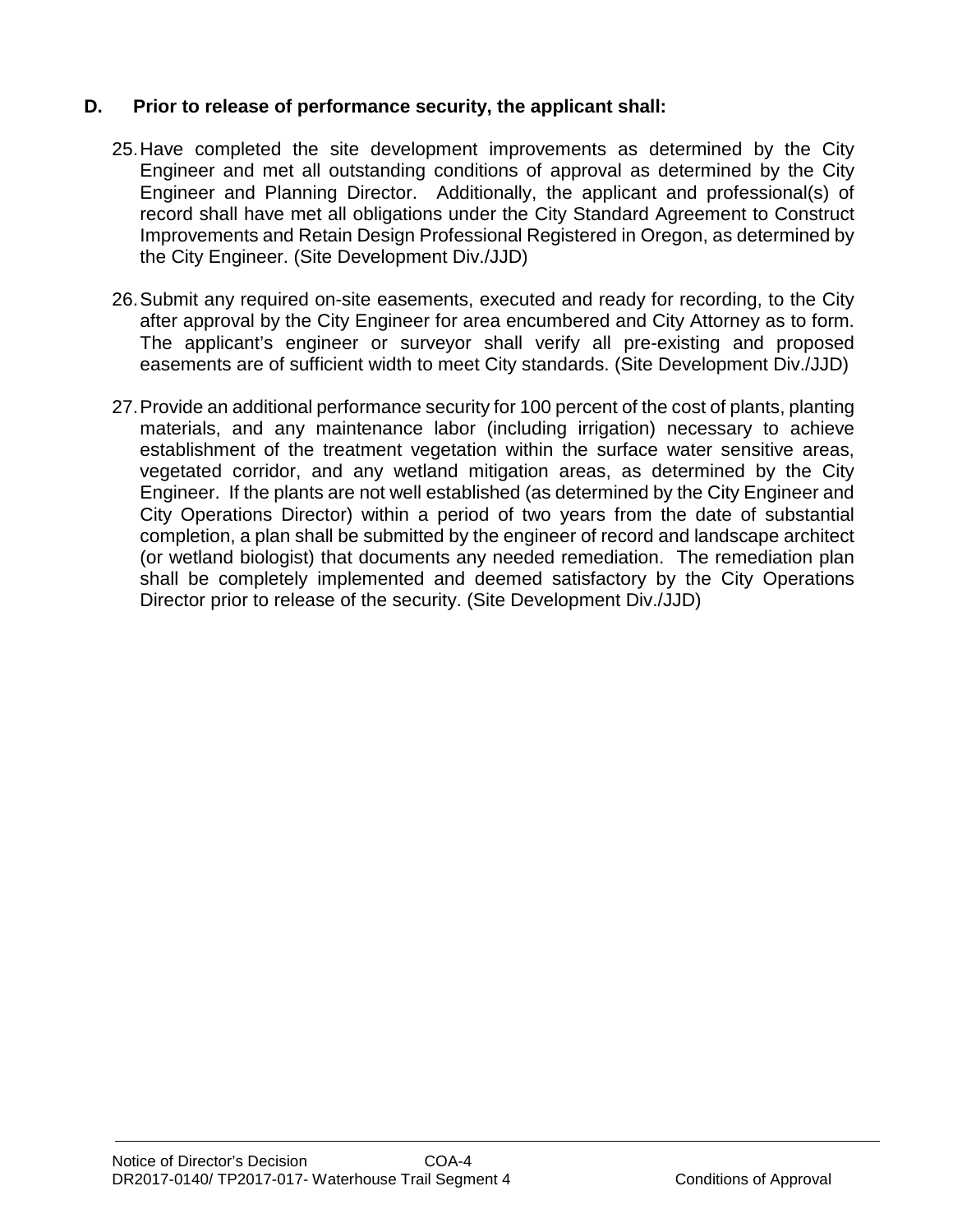**D. Prior to release of performance security, the applicant shall:**

25. Have completed the site development improvements as determined by the City Engineer and met all outstanding conditions of approval as determined by the City Engineer and Planning Director. Additionally, the applicant and professional(s) of record shall have met all obligations under the City Standard Agreement to Construct Improvements and Retain Design Professional Registered in Oregon, as determined by the City Engineer. (Site Development Div./JJD)

26. Submit any required on-site easements, executed and ready for recording, to the City after approval by the City Engineer for area encumbered and City Attorney as to form. The applicant's engineer or surveyor shall verify all pre-existing and proposed easements are of sufficient width to meet City standards. (Site Development Div./JJD)

27. Provide an additional performance security for 100 percent of the cost of plants, planting materials, and any maintenance labor (including irrigation) necessary to achieve establishment of the treatment vegetation within the surface water sensitive areas, vegetated corridor, and any wetland mitigation areas, as determined by the City Engineer. If the plants are not well established (as determined by the City Engineer and City Operations Director) within a period of two years from the date of substantial completion, a plan shall be submitted by the engineer of record and landscape architect (or wetland biologist) that documents any needed remediation. The remediation plan shall be completely implemented and deemed satisfactory by the City Operations Director prior to release of the security. (Site Development Div./JJD)